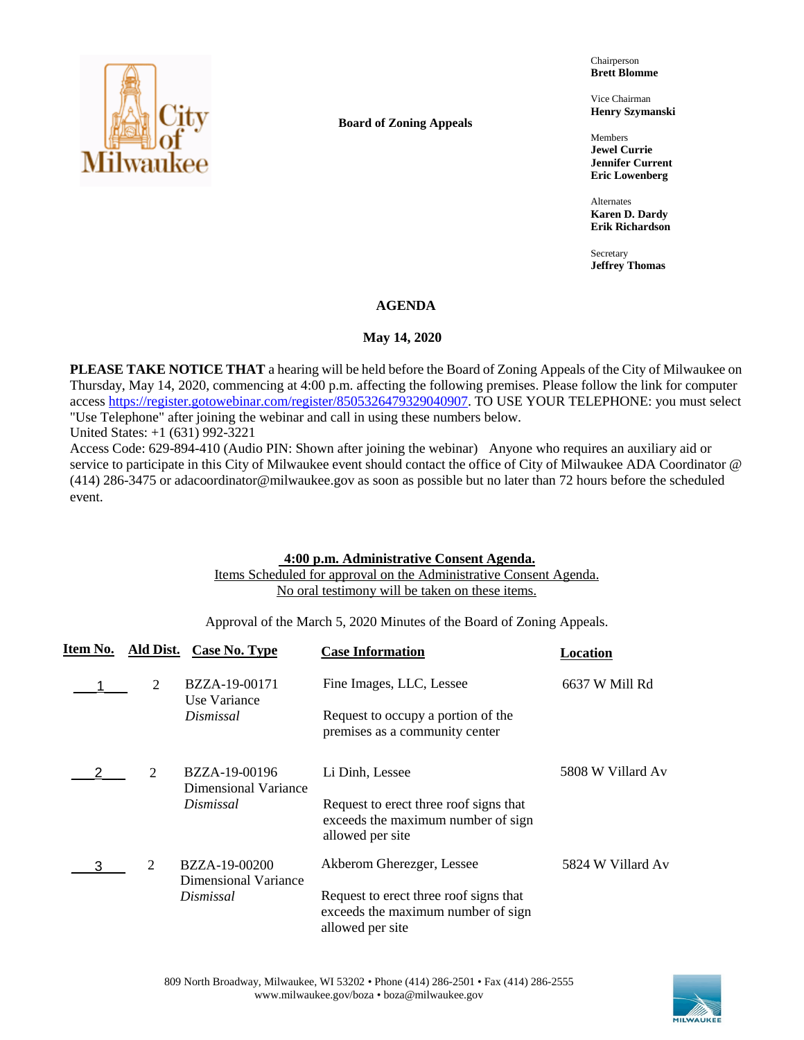**Board of Zoning Appeals**

Chairperson
**Brett Blomme**

Vice Chairman
**Henry Szymanski**

Members
**Jewel Currie**
**Jennifer Current**
**Eric Lowenberg**

Alternates
**Karen D. Dardy**
**Erik Richardson**

Secretary
**Jeffrey Thomas**

# AGENDA

## May 14, 2020

**PLEASE TAKE NOTICE THAT** a hearing will be held before the Board of Zoning Appeals of the City of Milwaukee on Thursday, May 14, 2020, commencing at 4:00 p.m. affecting the following premises. Please follow the link for computer access https://register.gotowebinar.com/register/8505326479329040907. TO USE YOUR TELEPHONE: you must select "Use Telephone" after joining the webinar and call in using these numbers below.
United States: +1 (631) 992-3221
Access Code: 629-894-410 (Audio PIN: Shown after joining the webinar) Anyone who requires an auxiliary aid or service to participate in this City of Milwaukee event should contact the office of City of Milwaukee ADA Coordinator @ (414) 286-3475 or adacoordinator@milwaukee.gov as soon as possible but no later than 72 hours before the scheduled event.

**4:00 p.m. Administrative Consent Agenda.**
Items Scheduled for approval on the Administrative Consent Agenda.
No oral testimony will be taken on these items.

Approval of the March 5, 2020 Minutes of the Board of Zoning Appeals.

| Item No. | Ald Dist. | Case No. Type | Case Information | Location |
|---|---|---|---|---|
| 1 | 2 | BZZA-19-00171<br>Use Variance<br>*Dismissal* | Fine Images, LLC, Lessee<br><br>Request to occupy a portion of the premises as a community center | 6637 W Mill Rd |
| 2 | 2 | BZZA-19-00196<br>Dimensional Variance<br>*Dismissal* | Li Dinh, Lessee<br><br>Request to erect three roof signs that exceeds the maximum number of sign allowed per site | 5808 W Villard Av |
| 3 | 2 | BZZA-19-00200<br>Dimensional Variance<br>*Dismissal* | Akberom Gherezger, Lessee<br><br>Request to erect three roof signs that exceeds the maximum number of sign allowed per site | 5824 W Villard Av |

809 North Broadway, Milwaukee, WI 53202 • Phone (414) 286-2501 • Fax (414) 286-2555
www.milwaukee.gov/boza • boza@milwaukee.gov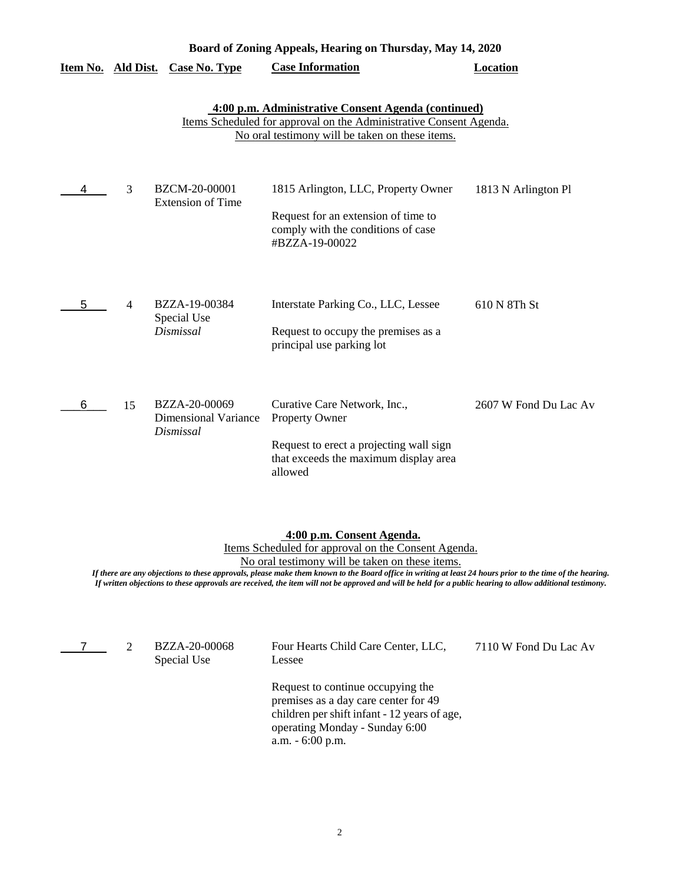**Board of Zoning Appeals, Hearing on Thursday, May 14, 2020**

| Item No. | Ald Dist. | Case No. Type | Case Information | Location |
|---|---|---|---|---|

**4:00 p.m. Administrative Consent Agenda (continued)**

Items Scheduled for approval on the Administrative Consent Agenda.

No oral testimony will be taken on these items.

| Item No. | Ald Dist. | Case No. Type | Case Information | Location |
|---|---|---|---|---|
| 4 | 3 | BZCM-20-00001<br>Extension of Time | 1815 Arlington, LLC, Property Owner<br><br>Request for an extension of time to comply with the conditions of case #BZZA-19-00022 | 1813 N Arlington Pl |
| 5 | 4 | BZZA-19-00384<br>Special Use<br>*Dismissal* | Interstate Parking Co., LLC, Lessee<br><br>Request to occupy the premises as a principal use parking lot | 610 N 8Th St |
| 6 | 15 | BZZA-20-00069<br>Dimensional Variance<br>*Dismissal* | Curative Care Network, Inc., Property Owner<br><br>Request to erect a projecting wall sign that exceeds the maximum display area allowed | 2607 W Fond Du Lac Av |

**4:00 p.m. Consent Agenda.**

Items Scheduled for approval on the Consent Agenda.

No oral testimony will be taken on these items.

***If there are any objections to these approvals, please make them known to the Board office in writing at least 24 hours prior to the time of the hearing. If written objections to these approvals are received, the item will not be approved and will be held for a public hearing to allow additional testimony.***

| Item No. | Ald Dist. | Case No. Type | Case Information | Location |
|---|---|---|---|---|
| 7 | 2 | BZZA-20-00068<br>Special Use | Four Hearts Child Care Center, LLC, Lessee<br><br>Request to continue occupying the premises as a day care center for 49 children per shift infant - 12 years of age, operating Monday - Sunday 6:00 a.m. - 6:00 p.m. | 7110 W Fond Du Lac Av |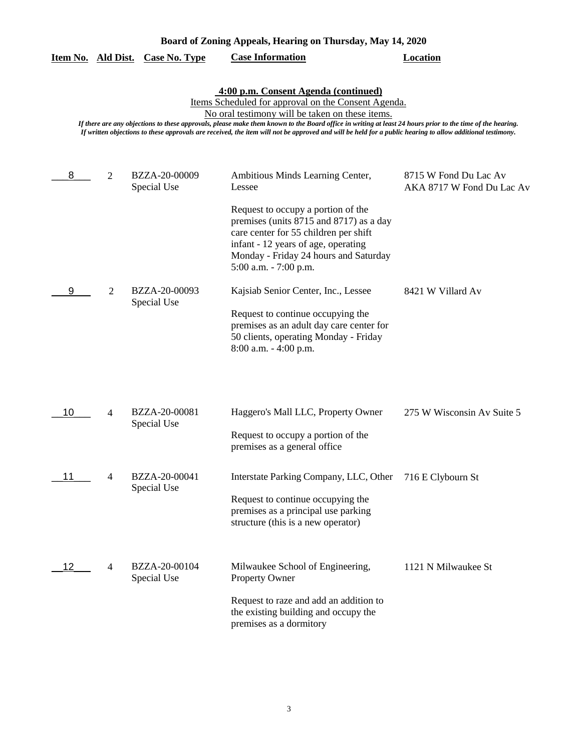**Board of Zoning Appeals, Hearing on Thursday, May 14, 2020**

**4:00 p.m. Consent Agenda (continued)**

Items Scheduled for approval on the Consent Agenda.

No oral testimony will be taken on these items.

*If there are any objections to these approvals, please make them known to the Board office in writing at least 24 hours prior to the time of the hearing. If written objections to these approvals are received, the item will not be approved and will be held for a public hearing to allow additional testimony.*

| Item No. | Ald Dist. | Case No. Type | Case Information | Location |
|---|---|---|---|---|
| 8 | 2 | BZZA-20-00009 Special Use | Ambitious Minds Learning Center, Lessee<br><br>Request to occupy a portion of the premises (units 8715 and 8717) as a day care center for 55 children per shift infant - 12 years of age, operating Monday - Friday 24 hours and Saturday 5:00 a.m. - 7:00 p.m. | 8715 W Fond Du Lac Av AKA 8717 W Fond Du Lac Av |
| 9 | 2 | BZZA-20-00093 Special Use | Kajsiab Senior Center, Inc., Lessee<br><br>Request to continue occupying the premises as an adult day care center for 50 clients, operating Monday - Friday 8:00 a.m. - 4:00 p.m. | 8421 W Villard Av |
| 10 | 4 | BZZA-20-00081 Special Use | Haggero's Mall LLC, Property Owner<br><br>Request to occupy a portion of the premises as a general office | 275 W Wisconsin Av Suite 5 |
| 11 | 4 | BZZA-20-00041 Special Use | Interstate Parking Company, LLC, Other<br><br>Request to continue occupying the premises as a principal use parking structure (this is a new operator) | 716 E Clybourn St |
| 12 | 4 | BZZA-20-00104 Special Use | Milwaukee School of Engineering, Property Owner<br><br>Request to raze and add an addition to the existing building and occupy the premises as a dormitory | 1121 N Milwaukee St |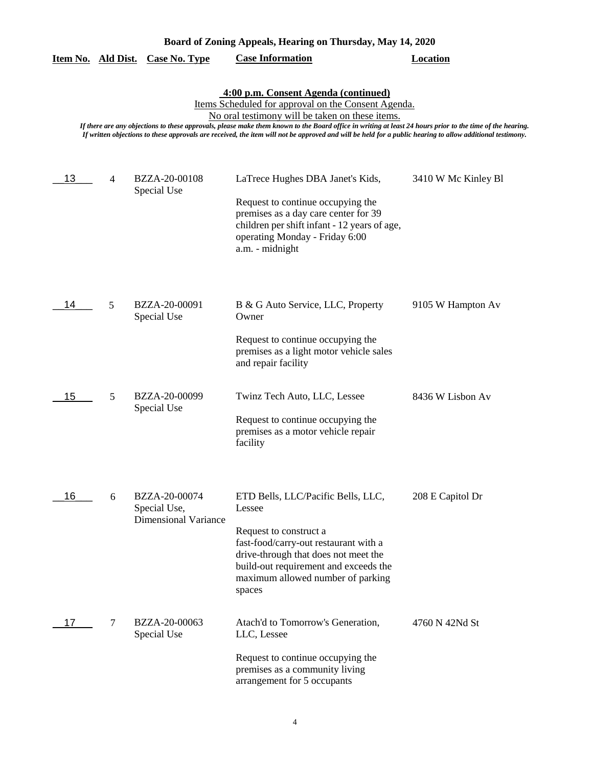**Board of Zoning Appeals, Hearing on Thursday, May 14, 2020**

**4:00 p.m. Consent Agenda (continued)**

Items Scheduled for approval on the Consent Agenda.

No oral testimony will be taken on these items.

*If there are any objections to these approvals, please make them known to the Board office in writing at least 24 hours prior to the time of the hearing. If written objections to these approvals are received, the item will not be approved and will be held for a public hearing to allow additional testimony.*

| Item No. | Ald Dist. | Case No. Type | Case Information | Location |
|---|---|---|---|---|
| 13 | 4 | BZZA-20-00108 Special Use | LaTrece Hughes DBA Janet's Kids,<br><br>Request to continue occupying the premises as a day care center for 39 children per shift infant - 12 years of age, operating Monday - Friday 6:00 a.m. - midnight | 3410 W Mc Kinley Bl |
| 14 | 5 | BZZA-20-00091 Special Use | B & G Auto Service, LLC, Property Owner<br><br>Request to continue occupying the premises as a light motor vehicle sales and repair facility | 9105 W Hampton Av |
| 15 | 5 | BZZA-20-00099 Special Use | Twinz Tech Auto, LLC, Lessee<br><br>Request to continue occupying the premises as a motor vehicle repair facility | 8436 W Lisbon Av |
| 16 | 6 | BZZA-20-00074 Special Use, Dimensional Variance | ETD Bells, LLC/Pacific Bells, LLC, Lessee<br><br>Request to construct a fast-food/carry-out restaurant with a drive-through that does not meet the build-out requirement and exceeds the maximum allowed number of parking spaces | 208 E Capitol Dr |
| 17 | 7 | BZZA-20-00063 Special Use | Atach'd to Tomorrow's Generation, LLC, Lessee<br><br>Request to continue occupying the premises as a community living arrangement for 5 occupants | 4760 N 42Nd St |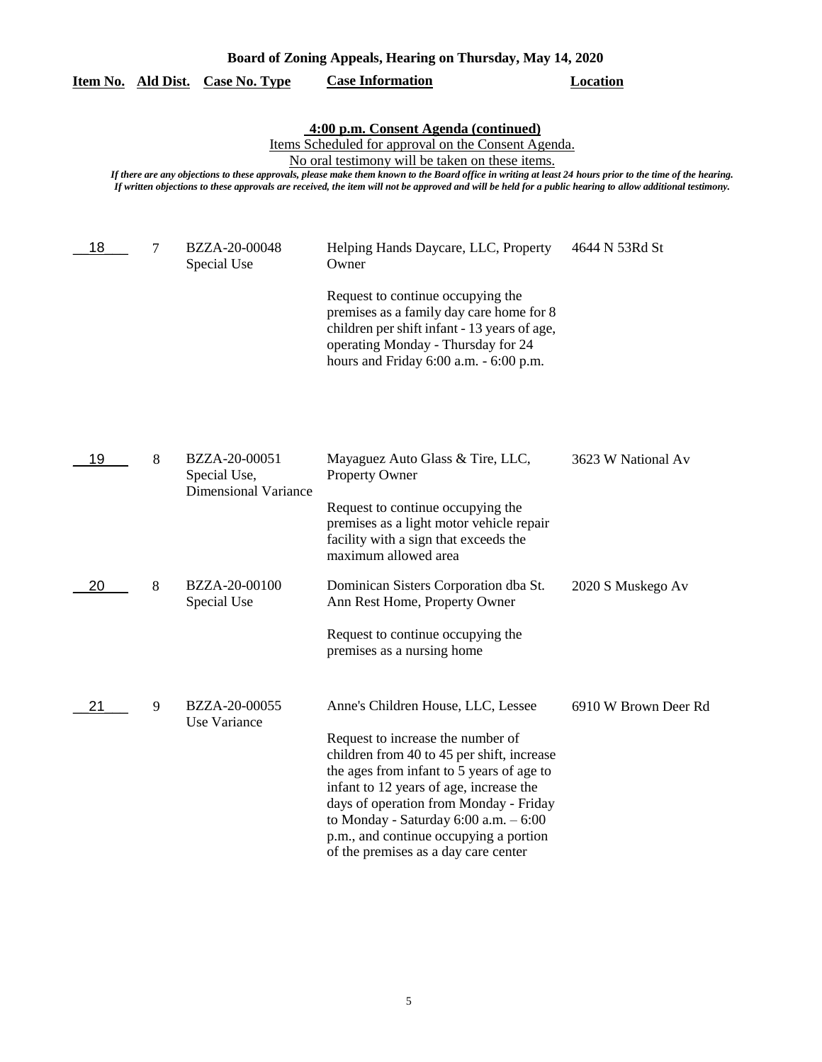**Board of Zoning Appeals, Hearing on Thursday, May 14, 2020**

**4:00 p.m. Consent Agenda (continued)**

Items Scheduled for approval on the Consent Agenda.

No oral testimony will be taken on these items.

*If there are any objections to these approvals, please make them known to the Board office in writing at least 24 hours prior to the time of the hearing. If written objections to these approvals are received, the item will not be approved and will be held for a public hearing to allow additional testimony.*

| Item No. | Ald Dist. | Case No. Type | Case Information | Location |
|---|---|---|---|---|
| 18 | 7 | BZZA-20-00048<br>Special Use | Helping Hands Daycare, LLC, Property Owner<br><br>Request to continue occupying the premises as a family day care home for 8 children per shift infant - 13 years of age, operating Monday - Thursday for 24 hours and Friday 6:00 a.m. - 6:00 p.m. | 4644 N 53Rd St |
| 19 | 8 | BZZA-20-00051<br>Special Use,<br>Dimensional Variance | Mayaguez Auto Glass & Tire, LLC, Property Owner<br><br>Request to continue occupying the premises as a light motor vehicle repair facility with a sign that exceeds the maximum allowed area | 3623 W National Av |
| 20 | 8 | BZZA-20-00100<br>Special Use | Dominican Sisters Corporation dba St. Ann Rest Home, Property Owner<br><br>Request to continue occupying the premises as a nursing home | 2020 S Muskego Av |
| 21 | 9 | BZZA-20-00055<br>Use Variance | Anne's Children House, LLC, Lessee<br><br>Request to increase the number of children from 40 to 45 per shift, increase the ages from infant to 5 years of age to infant to 12 years of age, increase the days of operation from Monday - Friday to Monday - Saturday 6:00 a.m. – 6:00 p.m., and continue occupying a portion of the premises as a day care center | 6910 W Brown Deer Rd |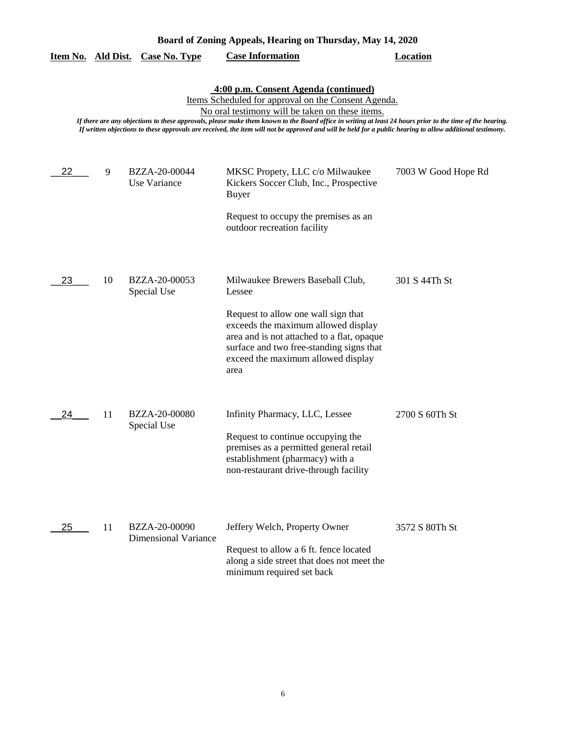**Board of Zoning Appeals, Hearing on Thursday, May 14, 2020**

**4:00 p.m. Consent Agenda (continued)**

Items Scheduled for approval on the Consent Agenda.

No oral testimony will be taken on these items.

*If there are any objections to these approvals, please make them known to the Board office in writing at least 24 hours prior to the time of the hearing. If written objections to these approvals are received, the item will not be approved and will be held for a public hearing to allow additional testimony.*

| Item No. | Ald Dist. | Case No. Type | Case Information | Location |
|---|---|---|---|---|
| 22 | 9 | BZZA-20-00044 Use Variance | MKSC Propety, LLC c/o Milwaukee Kickers Soccer Club, Inc., Prospective Buyer<br><br>Request to occupy the premises as an outdoor recreation facility | 7003 W Good Hope Rd |
| 23 | 10 | BZZA-20-00053 Special Use | Milwaukee Brewers Baseball Club, Lessee<br><br>Request to allow one wall sign that exceeds the maximum allowed display area and is not attached to a flat, opaque surface and two free-standing signs that exceed the maximum allowed display area | 301 S 44Th St |
| 24 | 11 | BZZA-20-00080 Special Use | Infinity Pharmacy, LLC, Lessee<br><br>Request to continue occupying the premises as a permitted general retail establishment (pharmacy) with a non-restaurant drive-through facility | 2700 S 60Th St |
| 25 | 11 | BZZA-20-00090 Dimensional Variance | Jeffery Welch, Property Owner<br><br>Request to allow a 6 ft. fence located along a side street that does not meet the minimum required set back | 3572 S 80Th St |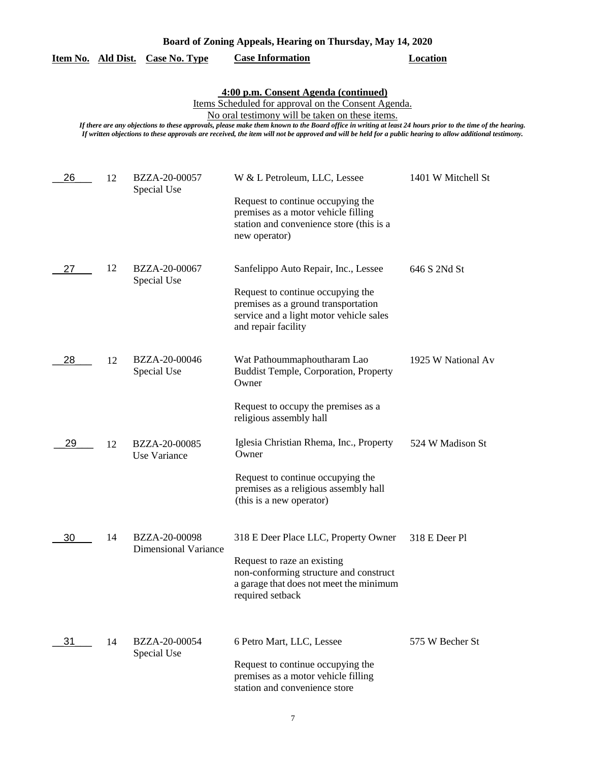**Board of Zoning Appeals, Hearing on Thursday, May 14, 2020**

## 4:00 p.m. Consent Agenda (continued)

Items Scheduled for approval on the Consent Agenda.

No oral testimony will be taken on these items.

*If there are any objections to these approvals, please make them known to the Board office in writing at least 24 hours prior to the time of the hearing. If written objections to these approvals are received, the item will not be approved and will be held for a public hearing to allow additional testimony.*

| Item No. | Ald Dist. | Case No. Type | Case Information | Location |
|---|---|---|---|---|
| 26 | 12 | BZZA-20-00057<br>Special Use | W & L Petroleum, LLC, Lessee<br><br>Request to continue occupying the premises as a motor vehicle filling station and convenience store (this is a new operator) | 1401 W Mitchell St |
| 27 | 12 | BZZA-20-00067<br>Special Use | Sanfelippo Auto Repair, Inc., Lessee<br><br>Request to continue occupying the premises as a ground transportation service and a light motor vehicle sales and repair facility | 646 S 2Nd St |
| 28 | 12 | BZZA-20-00046<br>Special Use | Wat Pathoummaphoutharam Lao Buddist Temple, Corporation, Property Owner<br><br>Request to occupy the premises as a religious assembly hall | 1925 W National Av |
| 29 | 12 | BZZA-20-00085<br>Use Variance | Iglesia Christian Rhema, Inc., Property Owner<br><br>Request to continue occupying the premises as a religious assembly hall (this is a new operator) | 524 W Madison St |
| 30 | 14 | BZZA-20-00098<br>Dimensional Variance | 318 E Deer Place LLC, Property Owner<br><br>Request to raze an existing non-conforming structure and construct a garage that does not meet the minimum required setback | 318 E Deer Pl |
| 31 | 14 | BZZA-20-00054<br>Special Use | 6 Petro Mart, LLC, Lessee<br><br>Request to continue occupying the premises as a motor vehicle filling station and convenience store | 575 W Becher St |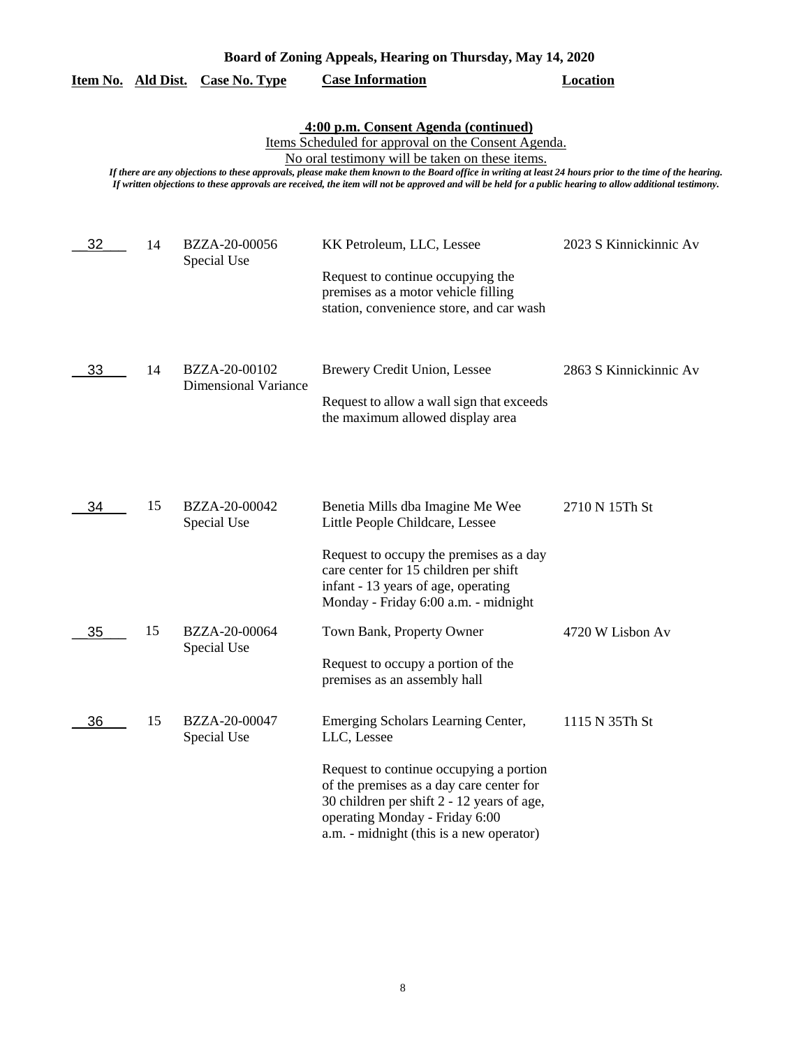**Board of Zoning Appeals, Hearing on Thursday, May 14, 2020**

**4:00 p.m. Consent Agenda (continued)**

Items Scheduled for approval on the Consent Agenda.

No oral testimony will be taken on these items.

*If there are any objections to these approvals, please make them known to the Board office in writing at least 24 hours prior to the time of the hearing. If written objections to these approvals are received, the item will not be approved and will be held for a public hearing to allow additional testimony.*

| Item No. | Ald Dist. | Case No. Type | Case Information | Location |
|---|---|---|---|---|
| 32 | 14 | BZZA-20-00056 Special Use | KK Petroleum, LLC, Lessee<br><br>Request to continue occupying the premises as a motor vehicle filling station, convenience store, and car wash | 2023 S Kinnickinnic Av |
| 33 | 14 | BZZA-20-00102 Dimensional Variance | Brewery Credit Union, Lessee<br><br>Request to allow a wall sign that exceeds the maximum allowed display area | 2863 S Kinnickinnic Av |
| 34 | 15 | BZZA-20-00042 Special Use | Benetia Mills dba Imagine Me Wee Little People Childcare, Lessee<br><br>Request to occupy the premises as a day care center for 15 children per shift infant - 13 years of age, operating Monday - Friday 6:00 a.m. - midnight | 2710 N 15Th St |
| 35 | 15 | BZZA-20-00064 Special Use | Town Bank, Property Owner<br><br>Request to occupy a portion of the premises as an assembly hall | 4720 W Lisbon Av |
| 36 | 15 | BZZA-20-00047 Special Use | Emerging Scholars Learning Center, LLC, Lessee<br><br>Request to continue occupying a portion of the premises as a day care center for 30 children per shift 2 - 12 years of age, operating Monday - Friday 6:00 a.m. - midnight (this is a new operator) | 1115 N 35Th St |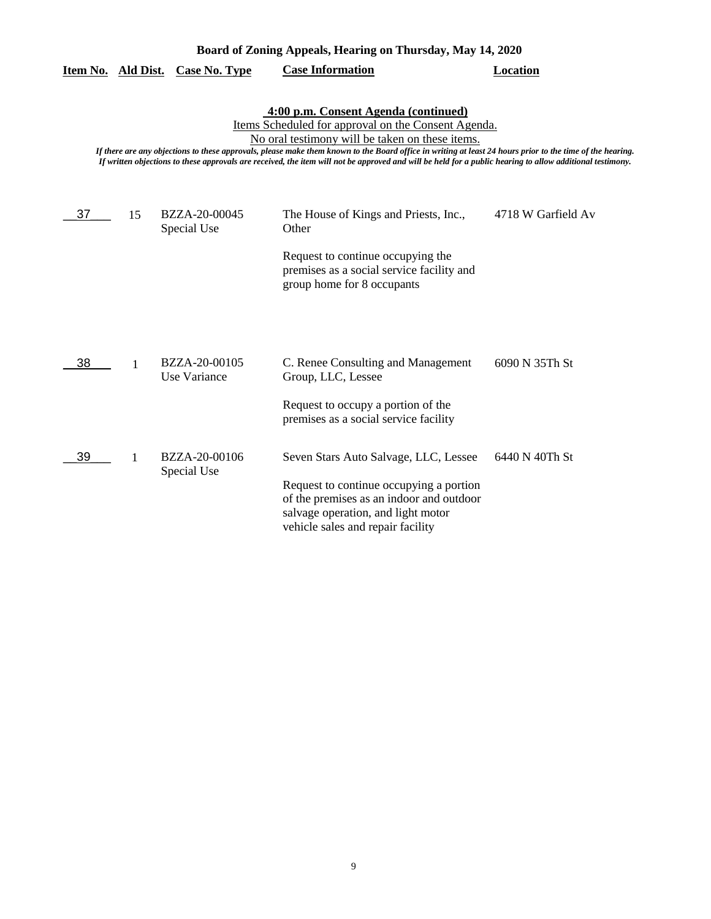**Board of Zoning Appeals, Hearing on Thursday, May 14, 2020**

| Item No. | Ald Dist. | Case No. Type | Case Information | Location |
|---|---|---|---|---|

**4:00 p.m. Consent Agenda (continued)**

Items Scheduled for approval on the Consent Agenda.

No oral testimony will be taken on these items.

*If there are any objections to these approvals, please make them known to the Board office in writing at least 24 hours prior to the time of the hearing. If written objections to these approvals are received, the item will not be approved and will be held for a public hearing to allow additional testimony.*

| Item No. | Ald Dist. | Case No. Type | Case Information | Location |
|---|---|---|---|---|
| 37 | 15 | BZZA-20-00045<br>Special Use | The House of Kings and Priests, Inc., Other<br><br>Request to continue occupying the premises as a social service facility and group home for 8 occupants | 4718 W Garfield Av |
| 38 | 1 | BZZA-20-00105<br>Use Variance | C. Renee Consulting and Management Group, LLC, Lessee<br><br>Request to occupy a portion of the premises as a social service facility | 6090 N 35Th St |
| 39 | 1 | BZZA-20-00106<br>Special Use | Seven Stars Auto Salvage, LLC, Lessee<br><br>Request to continue occupying a portion of the premises as an indoor and outdoor salvage operation, and light motor vehicle sales and repair facility | 6440 N 40Th St |